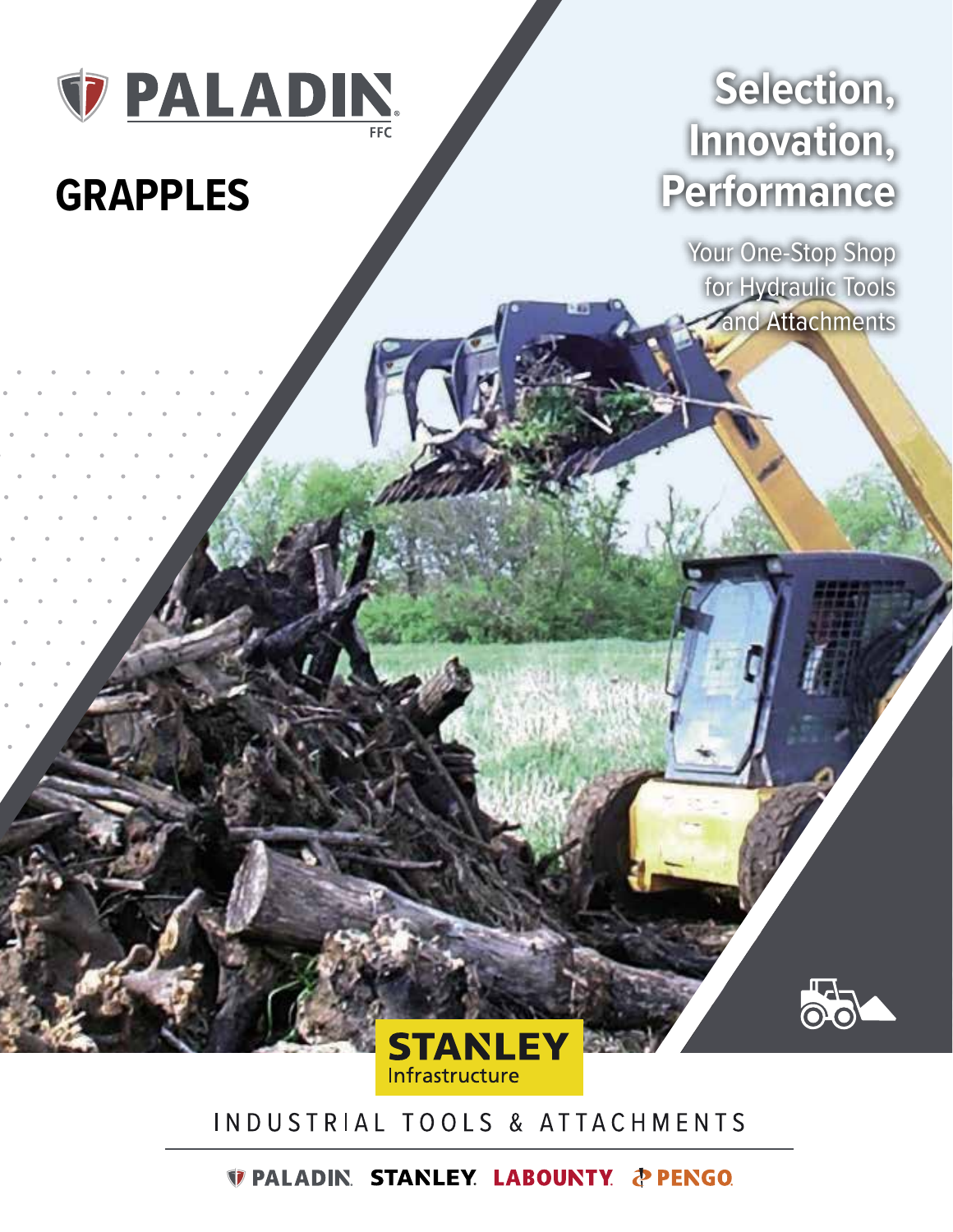PALADIN FFC

# GRAPPLES

## Selection, Innovation, Performance

Your One-Stop Shop for Hydraulic Tools and Attachments

STANLEY Infrastructure

INDUSTRIAL TOOLS & ATTACHMENTS

PALADIN STANLEY LABOUNTY PENGO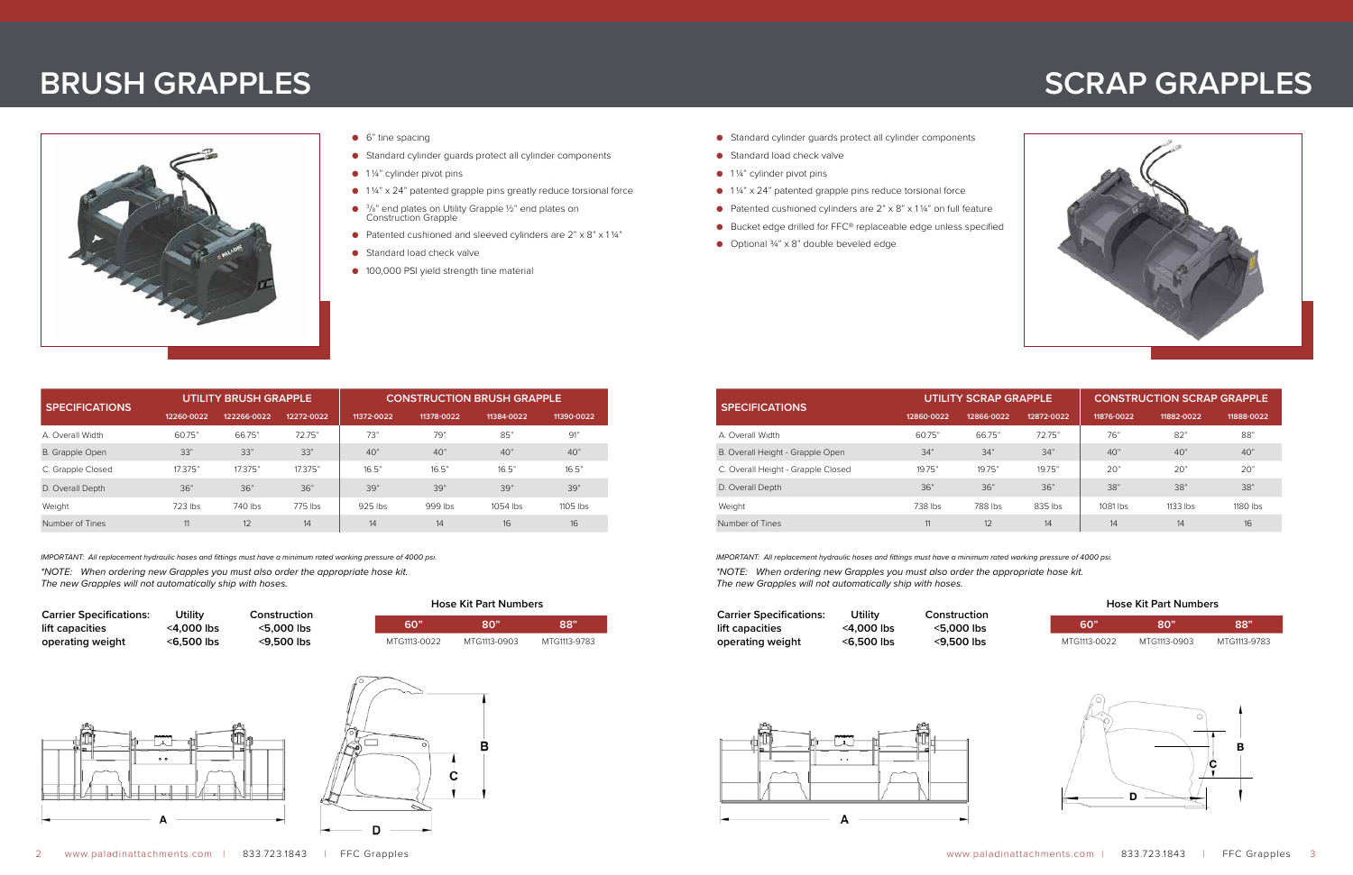// Brush grapples and scrap grapples spec spread; no images detected, so drawings are omitted and only text/tables are transcribed

# BRUSH GRAPPLES

- 6" tine spacing
- Standard cylinder guards protect all cylinder components
- 1 ¼" cylinder pivot pins
- 1 ¼" x 24" patented grapple pins greatly reduce torsional force
- $^3/_8$" end plates on Utility Grapple ½" end plates on Construction Grapple
- Patented cushioned and sleeved cylinders are 2" x 8" x 1 ¼"
- Standard load check valve
- 100,000 PSI yield strength tine material

| SPECIFICATIONS | UTILITY BRUSH GRAPPLE | | | CONSTRUCTION BRUSH GRAPPLE | | | |
|---|---|---|---|---|---|---|---|
| | 12260-0022 | 122266-0022 | 12272-0022 | 11372-0022 | 11378-0022 | 11384-0022 | 11390-0022 |
| A. Overall Width | 60.75" | 66.75" | 72.75" | 73" | 79" | 85" | 91" |
| B. Grapple Open | 33" | 33" | 33" | 40" | 40" | 40" | 40" |
| C. Grapple Closed | 17.375" | 17.375" | 17.375" | 16.5" | 16.5" | 16.5" | 16.5" |
| D. Overall Depth | 36" | 36" | 36" | 39" | 39" | 39" | 39" |
| Weight | 723 lbs | 740 lbs | 775 lbs | 925 lbs | 999 lbs | 1054 lbs | 1105 lbs |
| Number of Tines | 11 | 12 | 14 | 14 | 14 | 16 | 16 |

*IMPORTANT: All replacement hydraulic hoses and fittings must have a minimum rated working pressure of 4000 psi.*

*\*NOTE: When ordering new Grapples you must also order the appropriate hose kit. The new Grapples will not automatically ship with hoses.*

| Carrier Specifications: | Utility | Construction |
|---|---|---|
| lift capacities | <4,000 lbs | <5,000 lbs |
| operating weight | <6,500 lbs | <9,500 lbs |

**Hose Kit Part Numbers**

| 60" | 80" | 88" |
|---|---|---|
| MTG1113-0022 | MTG1113-0903 | MTG1113-9783 |

# SCRAP GRAPPLES

- Standard cylinder guards protect all cylinder components
- Standard load check valve
- 1 ¼" cylinder pivot pins
- 1 ¼" x 24" patented grapple pins reduce torsional force
- Patented cushioned cylinders are 2" x 8" x 1 ¼" on full feature
- Bucket edge drilled for FFC® replaceable edge unless specified
- Optional ¾" x 8" double beveled edge

| SPECIFICATIONS | UTILITY SCRAP GRAPPLE | | | CONSTRUCTION SCRAP GRAPPLE | | |
|---|---|---|---|---|---|---|
| | 12860-0022 | 12866-0022 | 12872-0022 | 11876-0022 | 11882-0022 | 11888-0022 |
| A. Overall Width | 60.75" | 66.75" | 72.75" | 76" | 82" | 88" |
| B. Overall Height - Grapple Open | 34" | 34" | 34" | 40" | 40" | 40" |
| C. Overall Height - Grapple Closed | 19.75" | 19.75" | 19.75" | 20" | 20" | 20" |
| D. Overall Depth | 36" | 36" | 36" | 38" | 38" | 38" |
| Weight | 738 lbs | 788 lbs | 835 lbs | 1081 lbs | 1133 lbs | 1180 lbs |
| Number of Tines | 11 | 12 | 14 | 14 | 14 | 16 |

*IMPORTANT: All replacement hydraulic hoses and fittings must have a minimum rated working pressure of 4000 psi.*

*\*NOTE: When ordering new Grapples you must also order the appropriate hose kit. The new Grapples will not automatically ship with hoses.*

| Carrier Specifications: | Utility | Construction |
|---|---|---|
| lift capacities | <4,000 lbs | <5,000 lbs |
| operating weight | <6,500 lbs | <9,500 lbs |

**Hose Kit Part Numbers**

| 60" | 80" | 88" |
|---|---|---|
| MTG1113-0022 | MTG1113-0903 | MTG1113-9783 |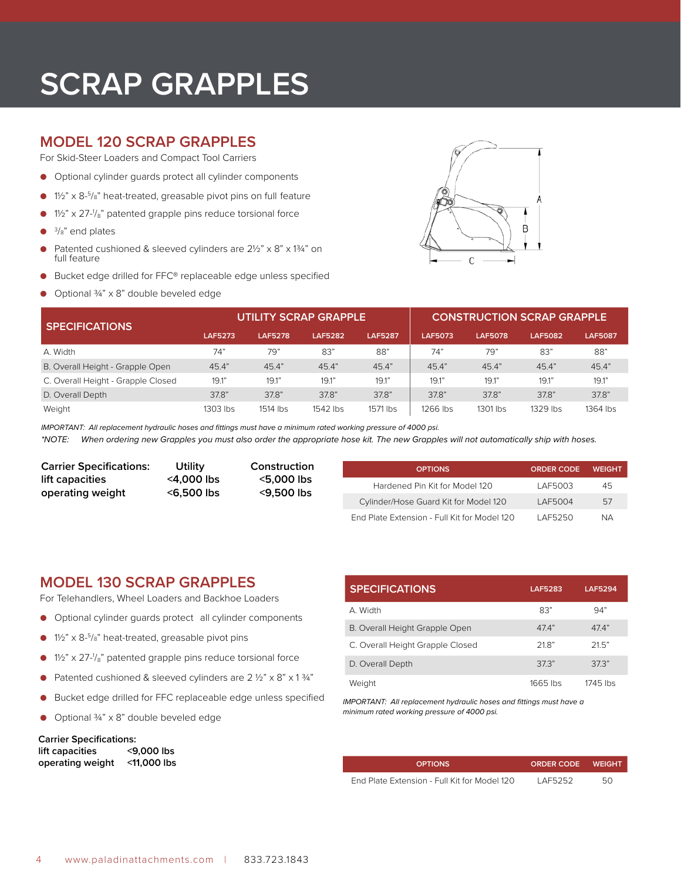# SCRAP GRAPPLES

## MODEL 120 SCRAP GRAPPLES

For Skid-Steer Loaders and Compact Tool Carriers

- Optional cylinder guards protect all cylinder components
- 1½" x 8-5/8" heat-treated, greasable pivot pins on full feature
- 1½" x 27-1/8" patented grapple pins reduce torsional force
- 3/8" end plates
- Patented cushioned & sleeved cylinders are 2½" x 8" x 1¾" on full feature
- Bucket edge drilled for FFC® replaceable edge unless specified
- Optional ¾" x 8" double beveled edge

A

B

C

| SPECIFICATIONS | UTILITY SCRAP GRAPPLE | | | | CONSTRUCTION SCRAP GRAPPLE | | | |
|---|---|---|---|---|---|---|---|---|
| | LAF5273 | LAF5278 | LAF5282 | LAF5287 | LAF5073 | LAF5078 | LAF5082 | LAF5087 |
| A. Width | 74" | 79" | 83" | 88" | 74" | 79" | 83" | 88" |
| B. Overall Height - Grapple Open | 45.4" | 45.4" | 45.4" | 45.4" | 45.4" | 45.4" | 45.4" | 45.4" |
| C. Overall Height - Grapple Closed | 19.1" | 19.1" | 19.1" | 19.1" | 19.1" | 19.1" | 19.1" | 19.1" |
| D. Overall Depth | 37.8" | 37.8" | 37.8" | 37.8" | 37.8" | 37.8" | 37.8" | 37.8" |
| Weight | 1303 lbs | 1514 lbs | 1542 lbs | 1571 lbs | 1266 lbs | 1301 lbs | 1329 lbs | 1364 lbs |

*IMPORTANT: All replacement hydraulic hoses and fittings must have a minimum rated working pressure of 4000 psi.*

*\*NOTE: When ordering new Grapples you must also order the appropriate hose kit. The new Grapples will not automatically ship with hoses.*

| Carrier Specifications: | Utility | Construction |
|---|---|---|
| lift capacities | <4,000 lbs | <5,000 lbs |
| operating weight | <6,500 lbs | <9,500 lbs |

| OPTIONS | ORDER CODE | WEIGHT |
|---|---|---|
| Hardened Pin Kit for Model 120 | LAF5003 | 45 |
| Cylinder/Hose Guard Kit for Model 120 | LAF5004 | 57 |
| End Plate Extension - Full Kit for Model 120 | LAF5250 | NA |

## MODEL 130 SCRAP GRAPPLES

For Telehandlers, Wheel Loaders and Backhoe Loaders

- Optional cylinder guards protect all cylinder components
- 1½" x 8-5/8" heat-treated, greasable pivot pins
- 1½" x 27-1/8" patented grapple pins reduce torsional force
- Patented cushioned & sleeved cylinders are 2 ½" x 8" x 1 ¾"
- Bucket edge drilled for FFC replaceable edge unless specified
- Optional ¾" x 8" double beveled edge

**Carrier Specifications:**

| | |
|---|---|
| lift capacities | <9,000 lbs |
| operating weight | <11,000 lbs |

| SPECIFICATIONS | LAF5283 | LAF5294 |
|---|---|---|
| A. Width | 83" | 94" |
| B. Overall Height Grapple Open | 47.4" | 47.4" |
| C. Overall Height Grapple Closed | 21.8" | 21.5" |
| D. Overall Depth | 37.3" | 37.3" |
| Weight | 1665 lbs | 1745 lbs |

*IMPORTANT: All replacement hydraulic hoses and fittings must have a minimum rated working pressure of 4000 psi.*

| OPTIONS | ORDER CODE | WEIGHT |
|---|---|---|
| End Plate Extension - Full Kit for Model 120 | LAF5252 | 50 |